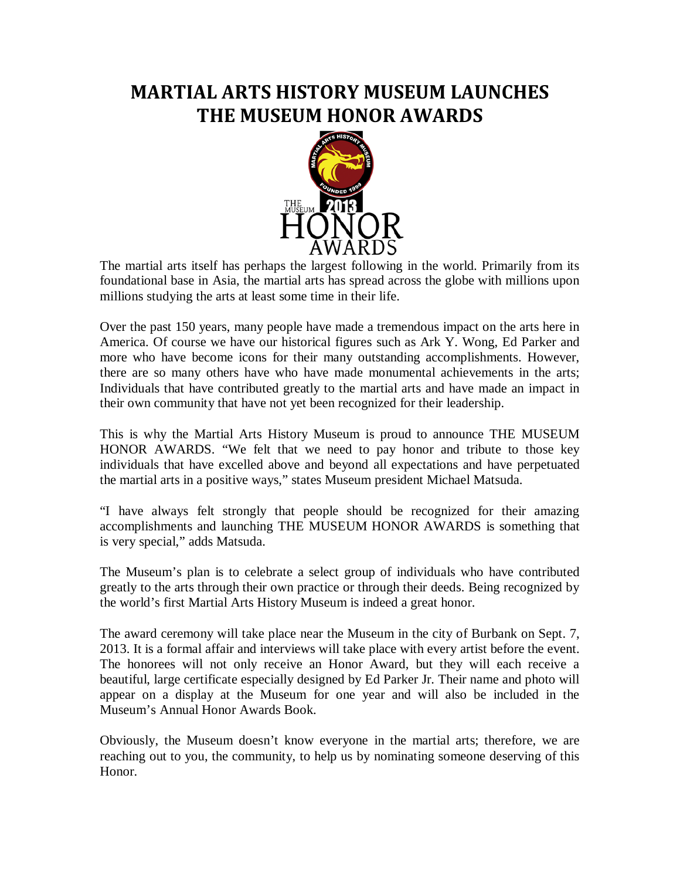# MARTIAL ARTS HISTORY MUSEUM LAUNCHES THE MUSEUM HONOR AWARDS

The martial arts itself has perhaps the largest following in the world. Primarily from its foundational base in Asia, the martial arts has spread across the globe with millions upon millions studying the arts at least some time in their life.

Over the past 150 years, many people have made a tremendous impact on the arts here in America. Of course we have our historical figures such as Ark Y. Wong, Ed Parker and more who have become icons for their many outstanding accomplishments. However, there are so many others have who have made monumental achievements in the arts; Individuals that have contributed greatly to the martial arts and have made an impact in their own community that have not yet been recognized for their leadership.

This is why the Martial Arts History Museum is proud to announce THE MUSEUM HONOR AWARDS. "We felt that we need to pay honor and tribute to those key individuals that have excelled above and beyond all expectations and have perpetuated the martial arts in a positive ways," states Museum president Michael Matsuda.

"I have always felt strongly that people should be recognized for their amazing accomplishments and launching THE MUSEUM HONOR AWARDS is something that is very special," adds Matsuda.

The Museum's plan is to celebrate a select group of individuals who have contributed greatly to the arts through their own practice or through their deeds. Being recognized by the world's first Martial Arts History Museum is indeed a great honor.

The award ceremony will take place near the Museum in the city of Burbank on Sept. 7, 2013. It is a formal affair and interviews will take place with every artist before the event. The honorees will not only receive an Honor Award, but they will each receive a beautiful, large certificate especially designed by Ed Parker Jr. Their name and photo will appear on a display at the Museum for one year and will also be included in the Museum's Annual Honor Awards Book.

Obviously, the Museum doesn't know everyone in the martial arts; therefore, we are reaching out to you, the community, to help us by nominating someone deserving of this Honor.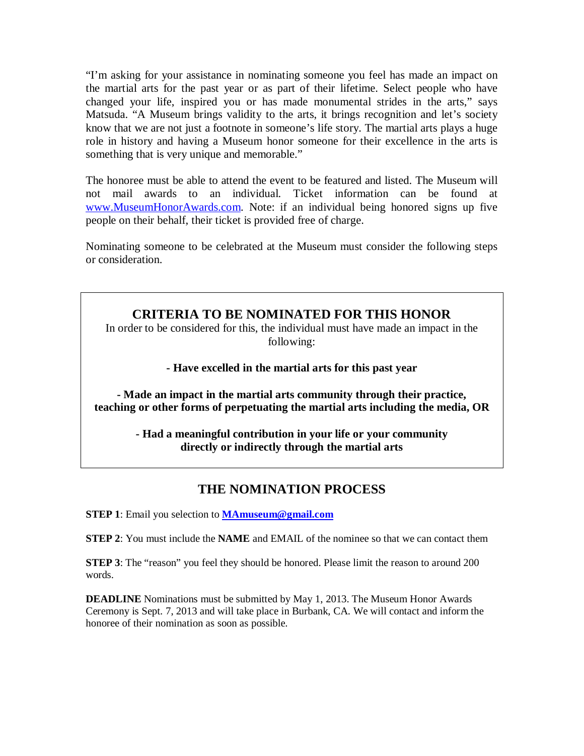"I'm asking for your assistance in nominating someone you feel has made an impact on the martial arts for the past year or as part of their lifetime. Select people who have changed your life, inspired you or has made monumental strides in the arts," says Matsuda. "A Museum brings validity to the arts, it brings recognition and let's society know that we are not just a footnote in someone's life story. The martial arts plays a huge role in history and having a Museum honor someone for their excellence in the arts is something that is very unique and memorable."

The honoree must be able to attend the event to be featured and listed. The Museum will not mail awards to an individual. Ticket information can be found at www.MuseumHonorAwards.com. Note: if an individual being honored signs up five people on their behalf, their ticket is provided free of charge.

Nominating someone to be celebrated at the Museum must consider the following steps or consideration.

## CRITERIA TO BE NOMINATED FOR THIS HONOR

In order to be considered for this, the individual must have made an impact in the following:

**- Have excelled in the martial arts for this past year**

**- Made an impact in the martial arts community through their practice, teaching or other forms of perpetuating the martial arts including the media, OR**

**- Had a meaningful contribution in your life or your community directly or indirectly through the martial arts**

## THE NOMINATION PROCESS

**STEP 1**: Email you selection to **MAmuseum@gmail.com**

**STEP 2**: You must include the **NAME** and EMAIL of the nominee so that we can contact them

**STEP 3**: The "reason" you feel they should be honored. Please limit the reason to around 200 words.

**DEADLINE** Nominations must be submitted by May 1, 2013. The Museum Honor Awards Ceremony is Sept. 7, 2013 and will take place in Burbank, CA. We will contact and inform the honoree of their nomination as soon as possible.